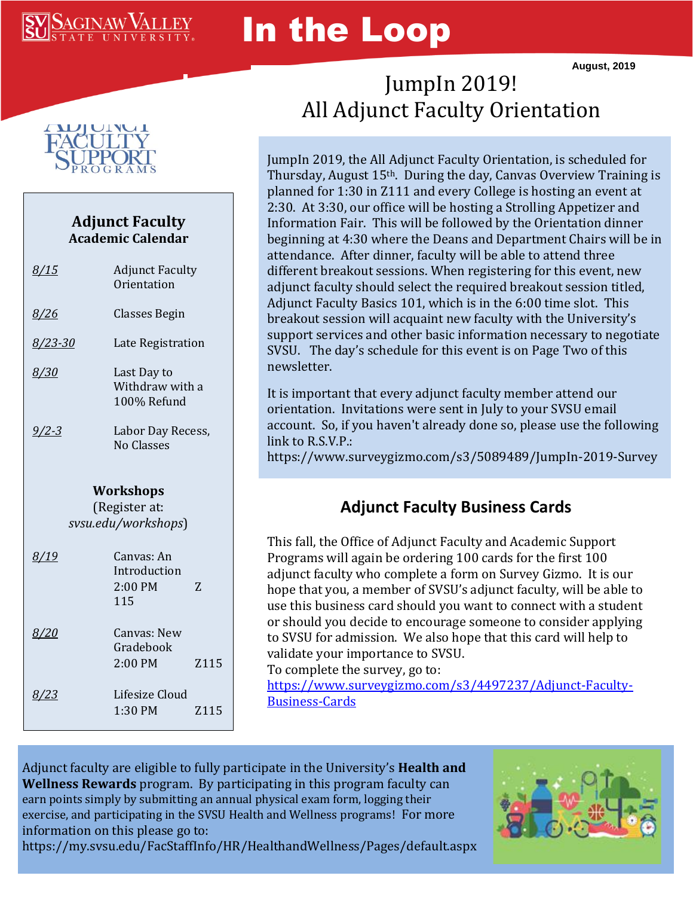# In the Loop

August, 2019

## JumpIn 2019! All Adjunct Faculty Orientation

JumpIn 2019, the All Adjunct Faculty Orientation, is scheduled for Thursday, August 15th. During the day, Canvas Overview Training is planned for 1:30 in Z111 and every College is hosting an event at 2:30. At 3:30, our office will be hosting a Strolling Appetizer and Information Fair. This will be followed by the Orientation dinner beginning at 4:30 where the Deans and Department Chairs will be in attendance. After dinner, faculty will be able to attend three different breakout sessions. When registering for this event, new adjunct faculty should select the required breakout session titled, Adjunct Faculty Basics 101, which is in the 6:00 time slot. This breakout session will acquaint new faculty with the University's support services and other basic information necessary to negotiate SVSU. The day's schedule for this event is on Page Two of this newsletter.

It is important that every adjunct faculty member attend our orientation. Invitations were sent in July to your SVSU email account. So, if you haven't already done so, please use the following link to R.S.V.P.: https://www.surveygizmo.com/s3/5089489/JumpIn-2019-Survey

### Adjunct Faculty Academic Calendar

| Date | Event |
|---|---|
| *8/15* | Adjunct Faculty Orientation |
| *8/26* | Classes Begin |
| *8/23-30* | Late Registration |
| *8/30* | Last Day to Withdraw with a 100% Refund |
| *9/2-3* | Labor Day Recess, No Classes |

### Workshops

(Register at: *svsu.edu/workshops*)

| Date | Workshop | Location |
|---|---|---|
| *8/19* | Canvas: An Introduction 2:00 PM | Z 115 |
| *8/20* | Canvas: New Gradebook 2:00 PM | Z115 |
| *8/23* | Lifesize Cloud 1:30 PM | Z115 |

## Adjunct Faculty Business Cards

This fall, the Office of Adjunct Faculty and Academic Support Programs will again be ordering 100 cards for the first 100 adjunct faculty who complete a form on Survey Gizmo. It is our hope that you, a member of SVSU's adjunct faculty, will be able to use this business card should you want to connect with a student or should you decide to encourage someone to consider applying to SVSU for admission. We also hope that this card will help to validate your importance to SVSU.
To complete the survey, go to:
https://www.surveygizmo.com/s3/4497237/Adjunct-Faculty-Business-Cards

Adjunct faculty are eligible to fully participate in the University's **Health and Wellness Rewards** program. By participating in this program faculty can earn points simply by submitting an annual physical exam form, logging their exercise, and participating in the SVSU Health and Wellness programs! For more information on this please go to:
https://my.svsu.edu/FacStaffInfo/HR/HealthandWellness/Pages/default.aspx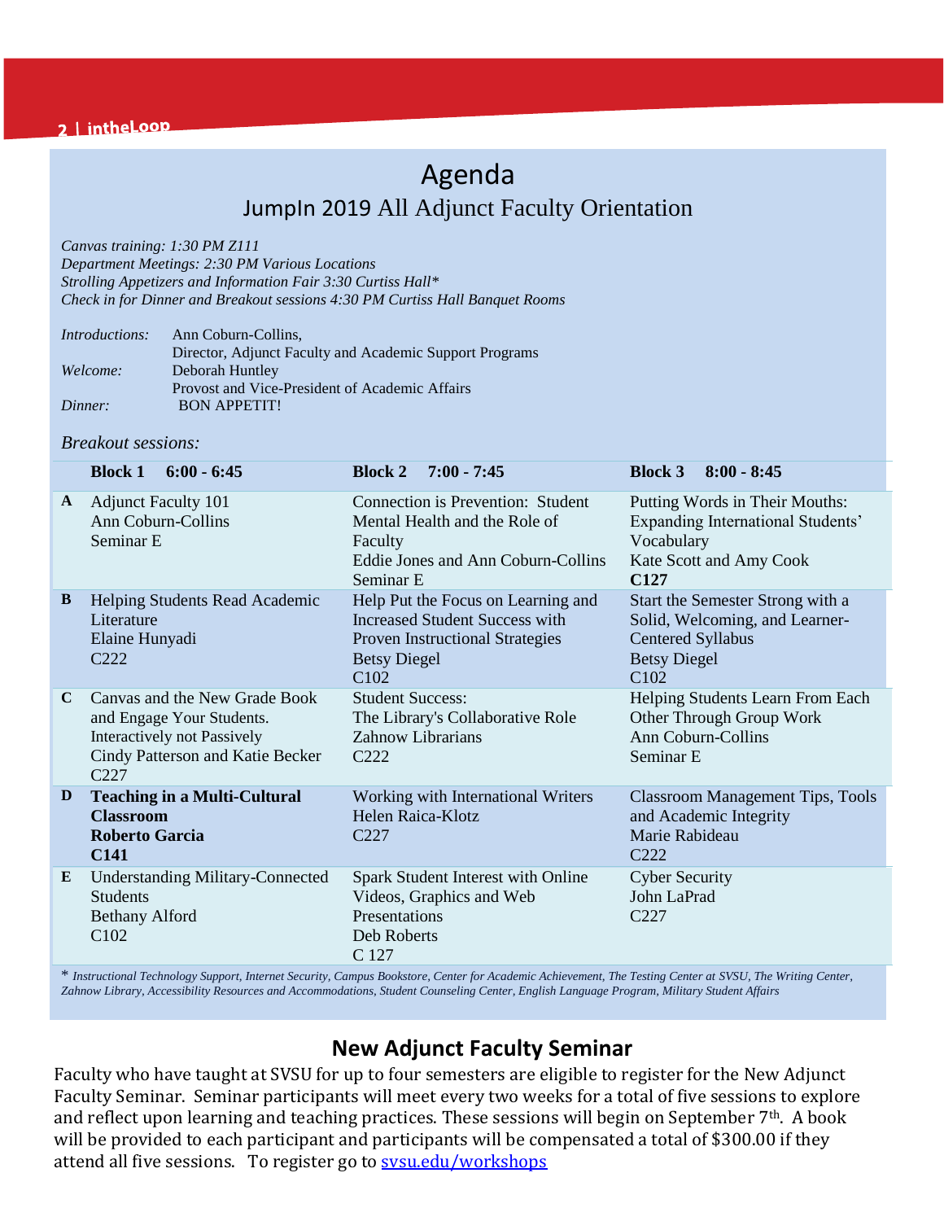# Agenda

## JumpIn 2019 All Adjunct Faculty Orientation

*Canvas training: 1:30 PM Z111*
*Department Meetings: 2:30 PM Various Locations*
*Strolling Appetizers and Information Fair 3:30 Curtiss Hall**
*Check in for Dinner and Breakout sessions 4:30 PM Curtiss Hall Banquet Rooms*

*Introductions:* Ann Coburn-Collins,
Director, Adjunct Faculty and Academic Support Programs

*Welcome:* Deborah Huntley
Provost and Vice-President of Academic Affairs

*Dinner:* BON APPETIT!

*Breakout sessions:*

| | **Block 1 6:00 - 6:45** | **Block 2 7:00 - 7:45** | **Block 3 8:00 - 8:45** |
|---|---|---|---|
| **A** | Adjunct Faculty 101<br>Ann Coburn-Collins<br>Seminar E | Connection is Prevention: Student Mental Health and the Role of Faculty<br>Eddie Jones and Ann Coburn-Collins<br>Seminar E | Putting Words in Their Mouths: Expanding International Students' Vocabulary<br>Kate Scott and Amy Cook<br>**C127** |
| **B** | Helping Students Read Academic Literature<br>Elaine Hunyadi<br>C222 | Help Put the Focus on Learning and Increased Student Success with Proven Instructional Strategies<br>Betsy Diegel<br>C102 | Start the Semester Strong with a Solid, Welcoming, and Learner-Centered Syllabus<br>Betsy Diegel<br>C102 |
| **C** | Canvas and the New Grade Book and Engage Your Students. Interactively not Passively<br>Cindy Patterson and Katie Becker<br>C227 | Student Success:<br>The Library's Collaborative Role<br>Zahnow Librarians<br>C222 | Helping Students Learn From Each Other Through Group Work<br>Ann Coburn-Collins<br>Seminar E |
| **D** | **Teaching in a Multi-Cultural Classroom**<br>**Roberto Garcia**<br>**C141** | Working with International Writers<br>Helen Raica-Klotz<br>C227 | Classroom Management Tips, Tools and Academic Integrity<br>Marie Rabideau<br>C222 |
| **E** | Understanding Military-Connected Students<br>Bethany Alford<br>C102 | Spark Student Interest with Online Videos, Graphics and Web Presentations<br>Deb Roberts<br>C 127 | Cyber Security<br>John LaPrad<br>C227 |

\* *Instructional Technology Support, Internet Security, Campus Bookstore, Center for Academic Achievement, The Testing Center at SVSU, The Writing Center, Zahnow Library, Accessibility Resources and Accommodations, Student Counseling Center, English Language Program, Military Student Affairs*

## New Adjunct Faculty Seminar

Faculty who have taught at SVSU for up to four semesters are eligible to register for the New Adjunct Faculty Seminar. Seminar participants will meet every two weeks for a total of five sessions to explore and reflect upon learning and teaching practices. These sessions will begin on September 7th. A book will be provided to each participant and participants will be compensated a total of $300.00 if they attend all five sessions. To register go to [svsu.edu/workshops](svsu.edu/workshops)